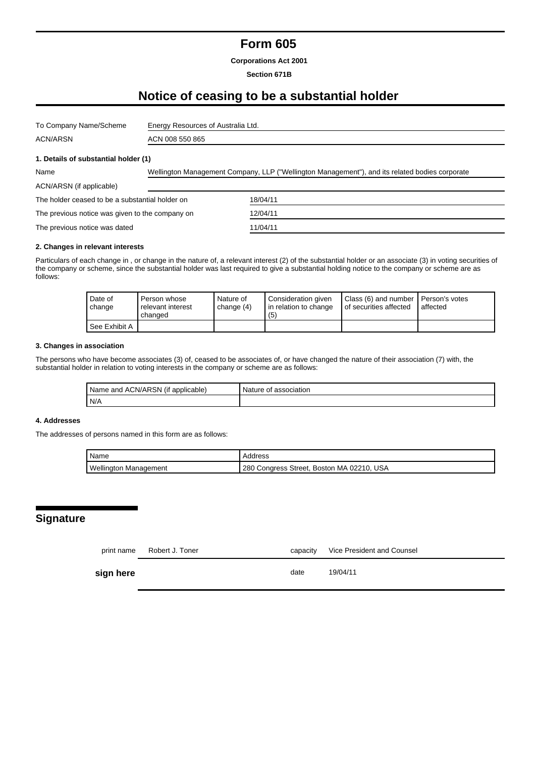# Form 605

**Corporations Act 2001**

**Section 671B**

## Notice of ceasing to be a substantial holder

| | |
|---|---|
| To Company Name/Scheme | Energy Resources of Australia Ltd. |
| ACN/ARSN | ACN 008 550 865 |

### 1. Details of substantial holder (1)

| | |
|---|---|
| Name | Wellington Management Company, LLP ("Wellington Management"), and its related bodies corporate |
| ACN/ARSN (if applicable) | |
| The holder ceased to be a substantial holder on | 18/04/11 |
| The previous notice was given to the company on | 12/04/11 |
| The previous notice was dated | 11/04/11 |

### 2. Changes in relevant interests

Particulars of each change in , or change in the nature of, a relevant interest (2) of the substantial holder or an associate (3) in voting securities of the company or scheme, since the substantial holder was last required to give a substantial holding notice to the company or scheme are as follows:

| Date of change | Person whose relevant interest changed | Nature of change (4) | Consideration given in relation to change (5) | Class (6) and number of securities affected | Person's votes affected |
|---|---|---|---|---|---|
| See Exhibit A | | | | | |

### 3. Changes in association

The persons who have become associates (3) of, ceased to be associates of, or have changed the nature of their association (7) with, the substantial holder in relation to voting interests in the company or scheme are as follows:

| Name and ACN/ARSN (if applicable) | Nature of association |
|---|---|
| N/A | |

### 4. Addresses

The addresses of persons named in this form are as follows:

| Name | Address |
|---|---|
| Wellington Management | 280 Congress Street, Boston MA 02210, USA |

## Signature

| | | | |
|---|---|---|---|
| print name | Robert J. Toner | capacity | Vice President and Counsel |
| **sign here** | | date | 19/04/11 |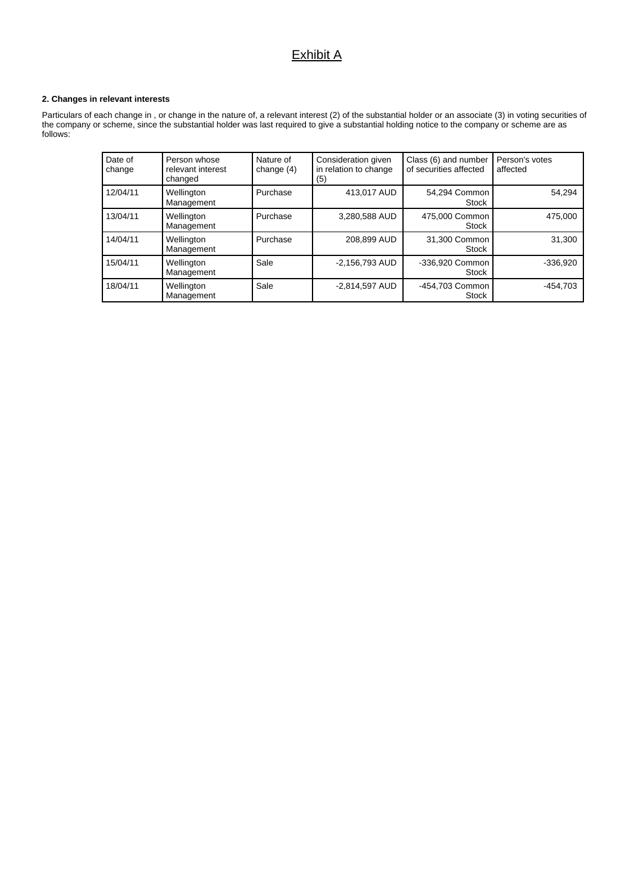# Exhibit A

**2. Changes in relevant interests**

Particulars of each change in , or change in the nature of, a relevant interest (2) of the substantial holder or an associate (3) in voting securities of the company or scheme, since the substantial holder was last required to give a substantial holding notice to the company or scheme are as follows:

| Date of change | Person whose relevant interest changed | Nature of change (4) | Consideration given in relation to change (5) | Class (6) and number of securities affected | Person's votes affected |
|---|---|---|---|---|---|
| 12/04/11 | Wellington Management | Purchase | 413,017 AUD | 54,294 Common Stock | 54,294 |
| 13/04/11 | Wellington Management | Purchase | 3,280,588 AUD | 475,000 Common Stock | 475,000 |
| 14/04/11 | Wellington Management | Purchase | 208,899 AUD | 31,300 Common Stock | 31,300 |
| 15/04/11 | Wellington Management | Sale | -2,156,793 AUD | -336,920 Common Stock | -336,920 |
| 18/04/11 | Wellington Management | Sale | -2,814,597 AUD | -454,703 Common Stock | -454,703 |